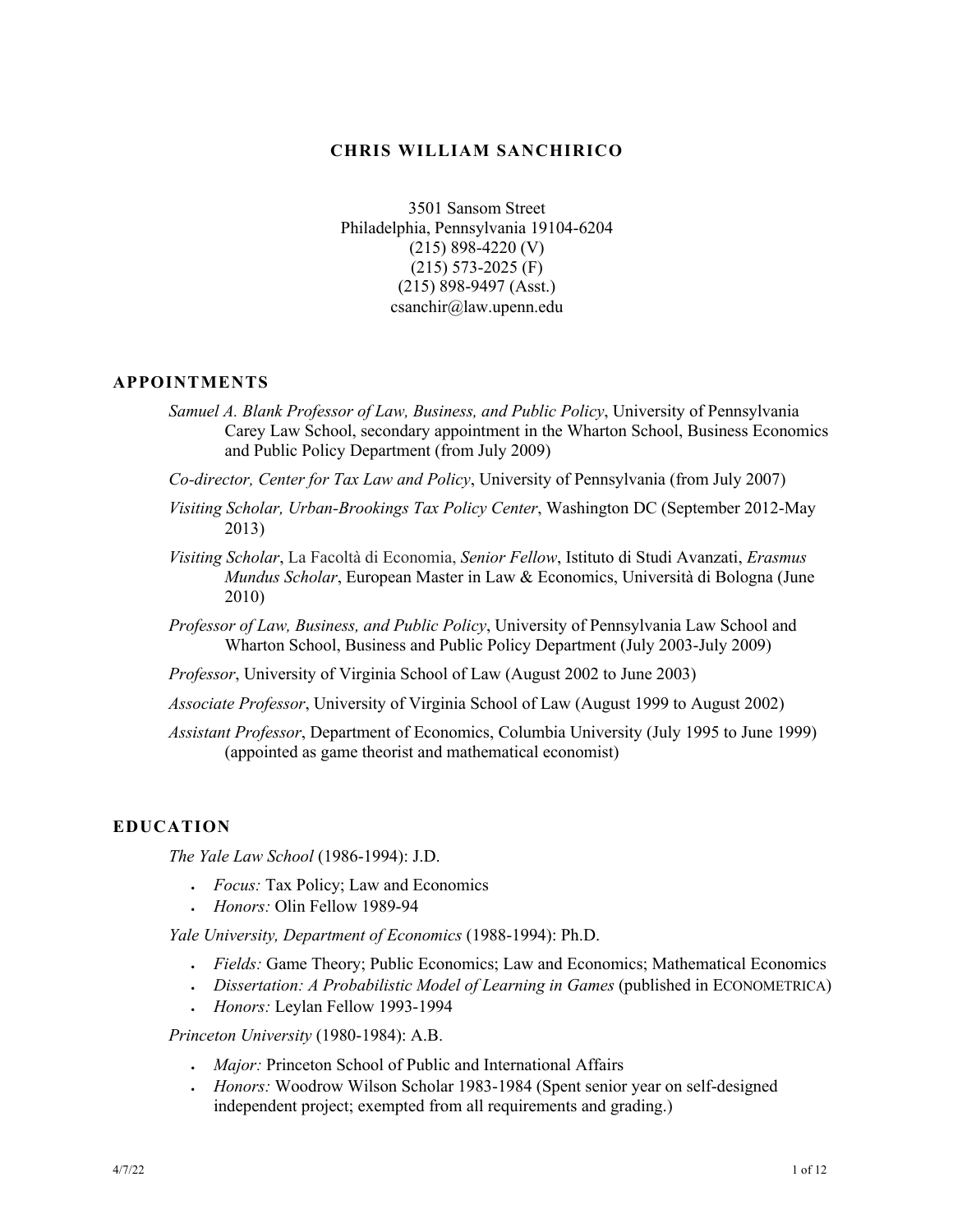# CHRIS WILLIAM SANCHIRICO

3501 Sansom Street
Philadelphia, Pennsylvania 19104-6204
(215) 898-4220 (V)
(215) 573-2025 (F)
(215) 898-9497 (Asst.)
csanchir@law.upenn.edu

## APPOINTMENTS

*Samuel A. Blank Professor of Law, Business, and Public Policy*, University of Pennsylvania Carey Law School, secondary appointment in the Wharton School, Business Economics and Public Policy Department (from July 2009)

*Co-director, Center for Tax Law and Policy*, University of Pennsylvania (from July 2007)

*Visiting Scholar, Urban-Brookings Tax Policy Center*, Washington DC (September 2012-May 2013)

*Visiting Scholar*, La Facoltà di Economia, *Senior Fellow*, Istituto di Studi Avanzati, *Erasmus Mundus Scholar*, European Master in Law & Economics, Università di Bologna (June 2010)

*Professor of Law, Business, and Public Policy*, University of Pennsylvania Law School and Wharton School, Business and Public Policy Department (July 2003-July 2009)

*Professor*, University of Virginia School of Law (August 2002 to June 2003)

*Associate Professor*, University of Virginia School of Law (August 1999 to August 2002)

*Assistant Professor*, Department of Economics, Columbia University (July 1995 to June 1999) (appointed as game theorist and mathematical economist)

## EDUCATION

*The Yale Law School* (1986-1994): J.D.

- *Focus:* Tax Policy; Law and Economics
- *Honors:* Olin Fellow 1989-94

*Yale University, Department of Economics* (1988-1994): Ph.D.

- *Fields:* Game Theory; Public Economics; Law and Economics; Mathematical Economics
- *Dissertation: A Probabilistic Model of Learning in Games* (published in ECONOMETRICA)
- *Honors:* Leylan Fellow 1993-1994

*Princeton University* (1980-1984): A.B.

- *Major:* Princeton School of Public and International Affairs
- *Honors:* Woodrow Wilson Scholar 1983-1984 (Spent senior year on self-designed independent project; exempted from all requirements and grading.)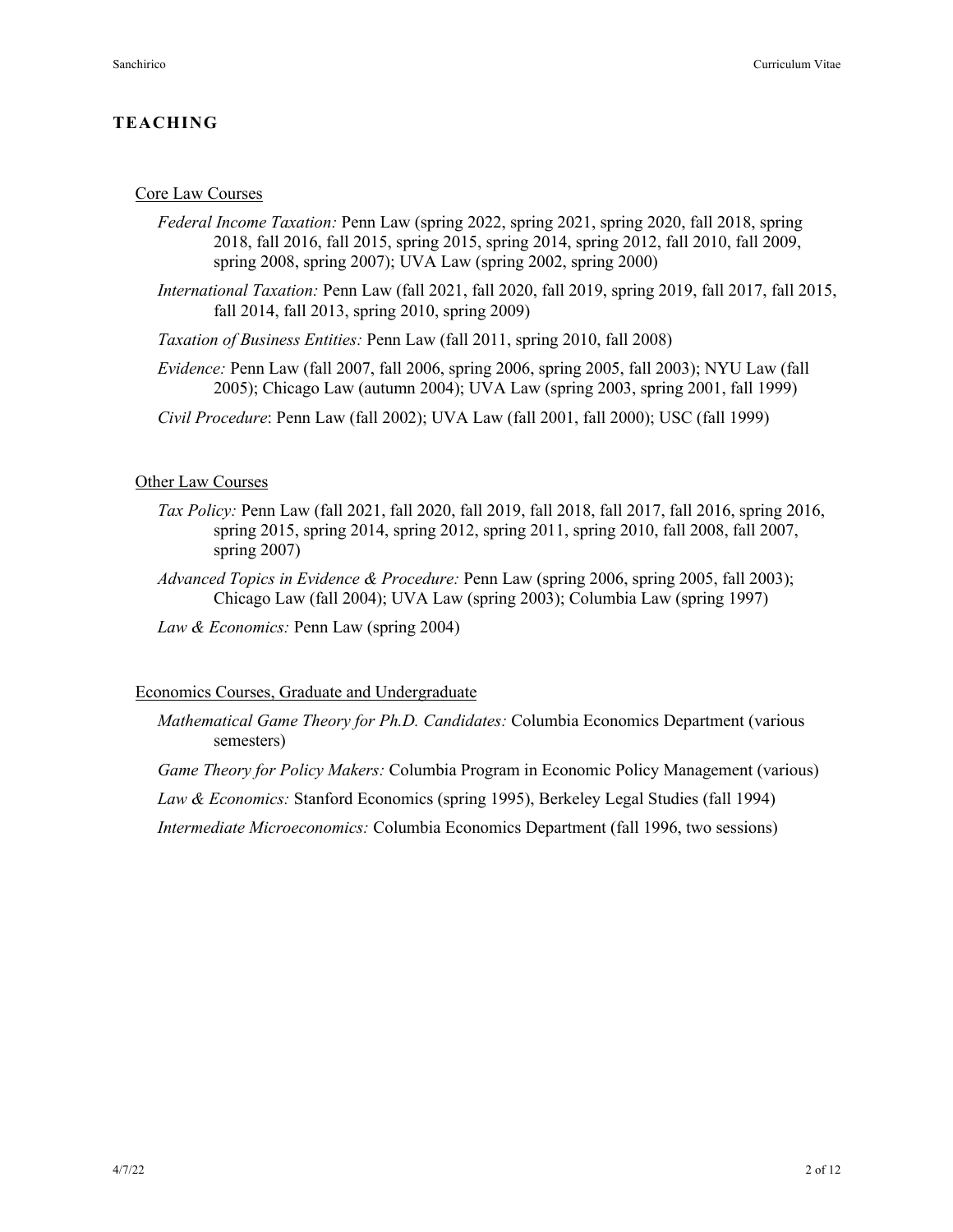## TEACHING

### Core Law Courses

*Federal Income Taxation:* Penn Law (spring 2022, spring 2021, spring 2020, fall 2018, spring 2018, fall 2016, fall 2015, spring 2015, spring 2014, spring 2012, fall 2010, fall 2009, spring 2008, spring 2007); UVA Law (spring 2002, spring 2000)

*International Taxation:* Penn Law (fall 2021, fall 2020, fall 2019, spring 2019, fall 2017, fall 2015, fall 2014, fall 2013, spring 2010, spring 2009)

*Taxation of Business Entities:* Penn Law (fall 2011, spring 2010, fall 2008)

*Evidence:* Penn Law (fall 2007, fall 2006, spring 2006, spring 2005, fall 2003); NYU Law (fall 2005); Chicago Law (autumn 2004); UVA Law (spring 2003, spring 2001, fall 1999)

*Civil Procedure*: Penn Law (fall 2002); UVA Law (fall 2001, fall 2000); USC (fall 1999)

### Other Law Courses

*Tax Policy:* Penn Law (fall 2021, fall 2020, fall 2019, fall 2018, fall 2017, fall 2016, spring 2016, spring 2015, spring 2014, spring 2012, spring 2011, spring 2010, fall 2008, fall 2007, spring 2007)

*Advanced Topics in Evidence & Procedure:* Penn Law (spring 2006, spring 2005, fall 2003); Chicago Law (fall 2004); UVA Law (spring 2003); Columbia Law (spring 1997)

*Law & Economics:* Penn Law (spring 2004)

### Economics Courses, Graduate and Undergraduate

*Mathematical Game Theory for Ph.D. Candidates:* Columbia Economics Department (various semesters)

*Game Theory for Policy Makers:* Columbia Program in Economic Policy Management (various)

*Law & Economics:* Stanford Economics (spring 1995), Berkeley Legal Studies (fall 1994)

*Intermediate Microeconomics:* Columbia Economics Department (fall 1996, two sessions)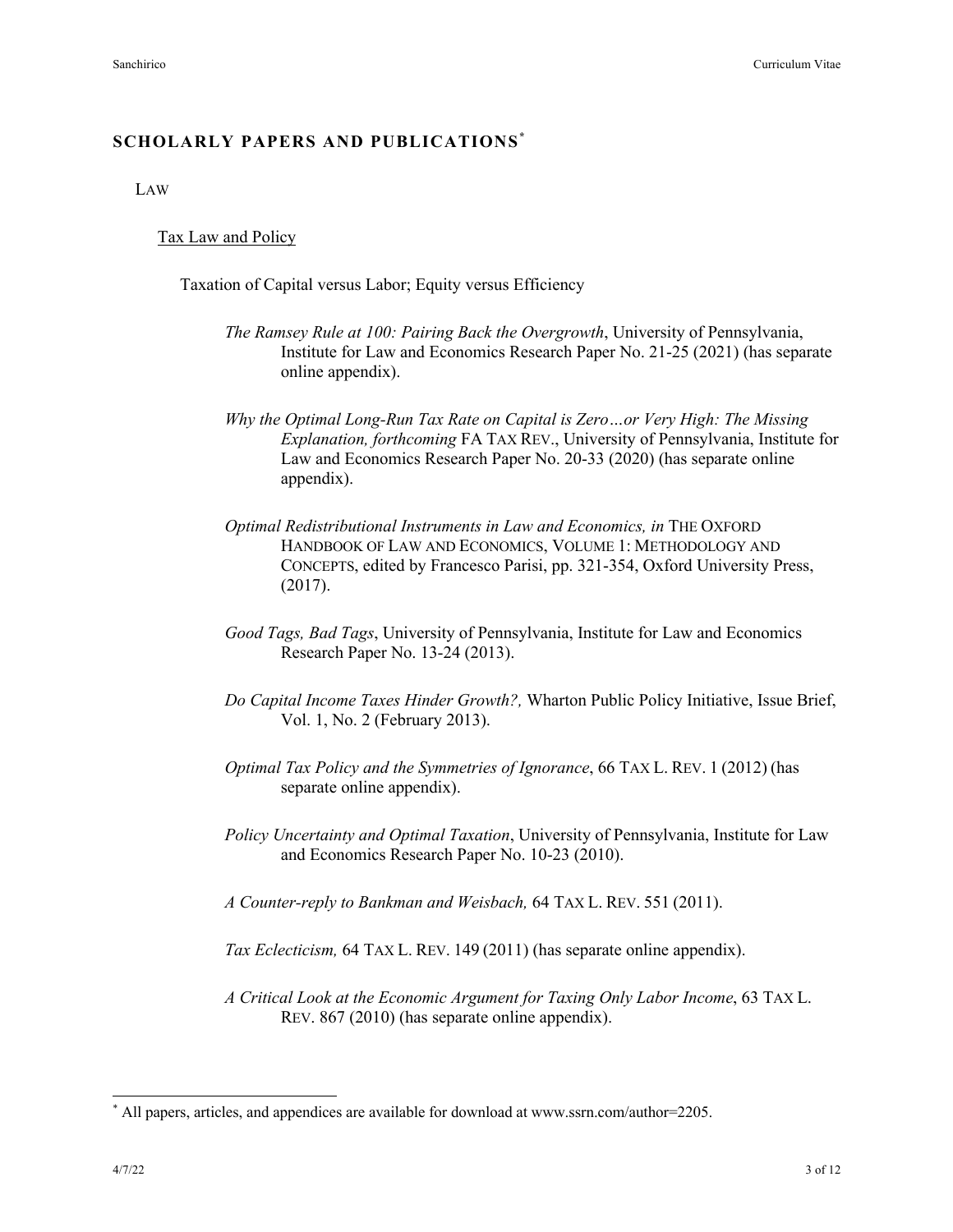## SCHOLARLY PAPERS AND PUBLICATIONS[*]

### LAW

#### Tax Law and Policy

Taxation of Capital versus Labor; Equity versus Efficiency

*The Ramsey Rule at 100: Pairing Back the Overgrowth*, University of Pennsylvania, Institute for Law and Economics Research Paper No. 21-25 (2021) (has separate online appendix).

*Why the Optimal Long-Run Tax Rate on Capital is Zero…or Very High: The Missing Explanation, forthcoming* FA TAX REV., University of Pennsylvania, Institute for Law and Economics Research Paper No. 20-33 (2020) (has separate online appendix).

*Optimal Redistributional Instruments in Law and Economics, in* THE OXFORD HANDBOOK OF LAW AND ECONOMICS, VOLUME 1: METHODOLOGY AND CONCEPTS, edited by Francesco Parisi, pp. 321-354, Oxford University Press, (2017).

*Good Tags, Bad Tags*, University of Pennsylvania, Institute for Law and Economics Research Paper No. 13-24 (2013).

*Do Capital Income Taxes Hinder Growth?,* Wharton Public Policy Initiative, Issue Brief, Vol. 1, No. 2 (February 2013).

*Optimal Tax Policy and the Symmetries of Ignorance*, 66 TAX L. REV. 1 (2012) (has separate online appendix).

*Policy Uncertainty and Optimal Taxation*, University of Pennsylvania, Institute for Law and Economics Research Paper No. 10-23 (2010).

*A Counter-reply to Bankman and Weisbach,* 64 TAX L. REV. 551 (2011).

*Tax Eclecticism,* 64 TAX L. REV. 149 (2011) (has separate online appendix).

*A Critical Look at the Economic Argument for Taxing Only Labor Income*, 63 TAX L. REV. 867 (2010) (has separate online appendix).

[*] All papers, articles, and appendices are available for download at www.ssrn.com/author=2205.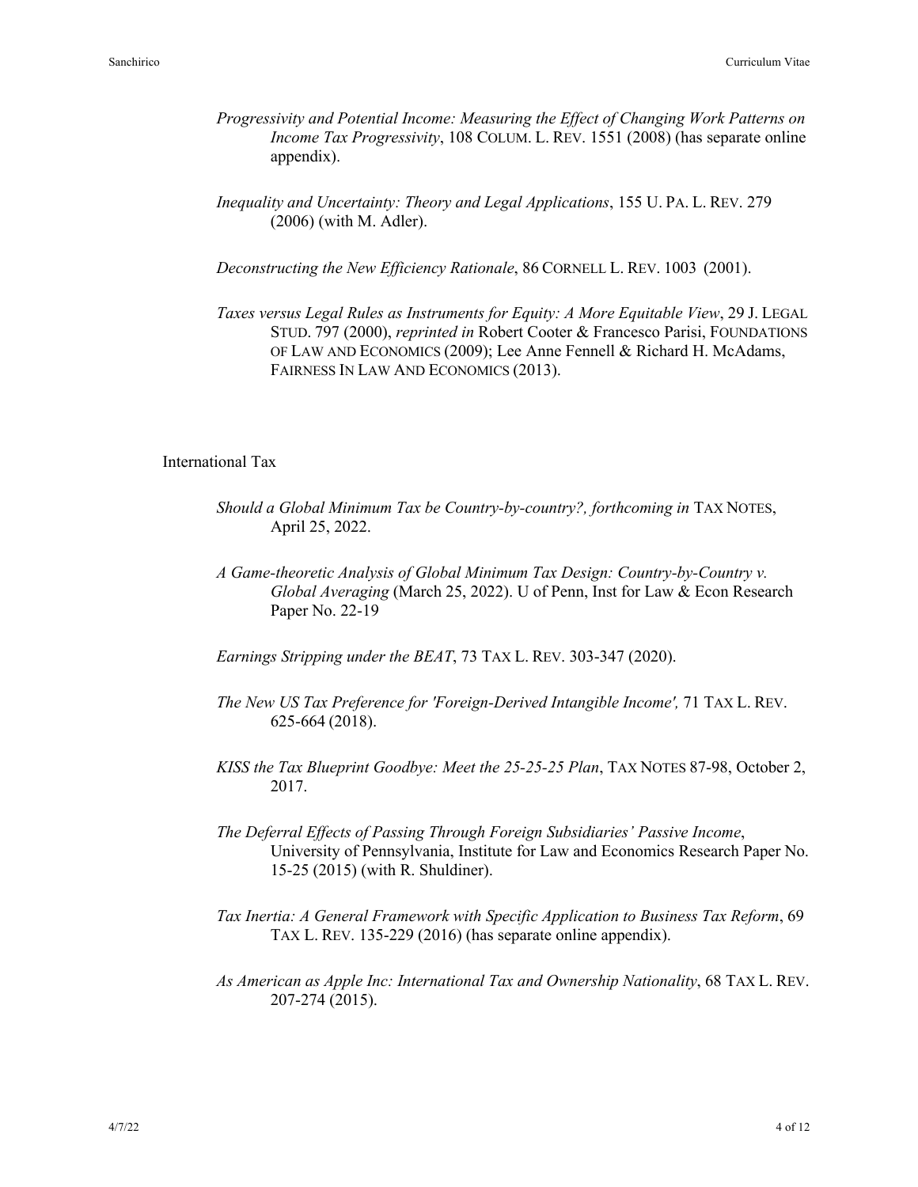*Progressivity and Potential Income: Measuring the Effect of Changing Work Patterns on Income Tax Progressivity*, 108 COLUM. L. REV. 1551 (2008) (has separate online appendix).

*Inequality and Uncertainty: Theory and Legal Applications*, 155 U. PA. L. REV. 279 (2006) (with M. Adler).

*Deconstructing the New Efficiency Rationale*, 86 CORNELL L. REV. 1003 (2001).

*Taxes versus Legal Rules as Instruments for Equity: A More Equitable View*, 29 J. LEGAL STUD. 797 (2000), *reprinted in* Robert Cooter & Francesco Parisi, FOUNDATIONS OF LAW AND ECONOMICS (2009); Lee Anne Fennell & Richard H. McAdams, FAIRNESS IN LAW AND ECONOMICS (2013).

## International Tax

*Should a Global Minimum Tax be Country-by-country?, forthcoming in* TAX NOTES, April 25, 2022.

*A Game-theoretic Analysis of Global Minimum Tax Design: Country-by-Country v. Global Averaging* (March 25, 2022). U of Penn, Inst for Law & Econ Research Paper No. 22-19

*Earnings Stripping under the BEAT*, 73 TAX L. REV. 303-347 (2020).

*The New US Tax Preference for 'Foreign-Derived Intangible Income',* 71 TAX L. REV. 625-664 (2018).

*KISS the Tax Blueprint Goodbye: Meet the 25-25-25 Plan*, TAX NOTES 87-98, October 2, 2017.

*The Deferral Effects of Passing Through Foreign Subsidiaries' Passive Income*, University of Pennsylvania, Institute for Law and Economics Research Paper No. 15-25 (2015) (with R. Shuldiner).

*Tax Inertia: A General Framework with Specific Application to Business Tax Reform*, 69 TAX L. REV. 135-229 (2016) (has separate online appendix).

*As American as Apple Inc: International Tax and Ownership Nationality*, 68 TAX L. REV. 207-274 (2015).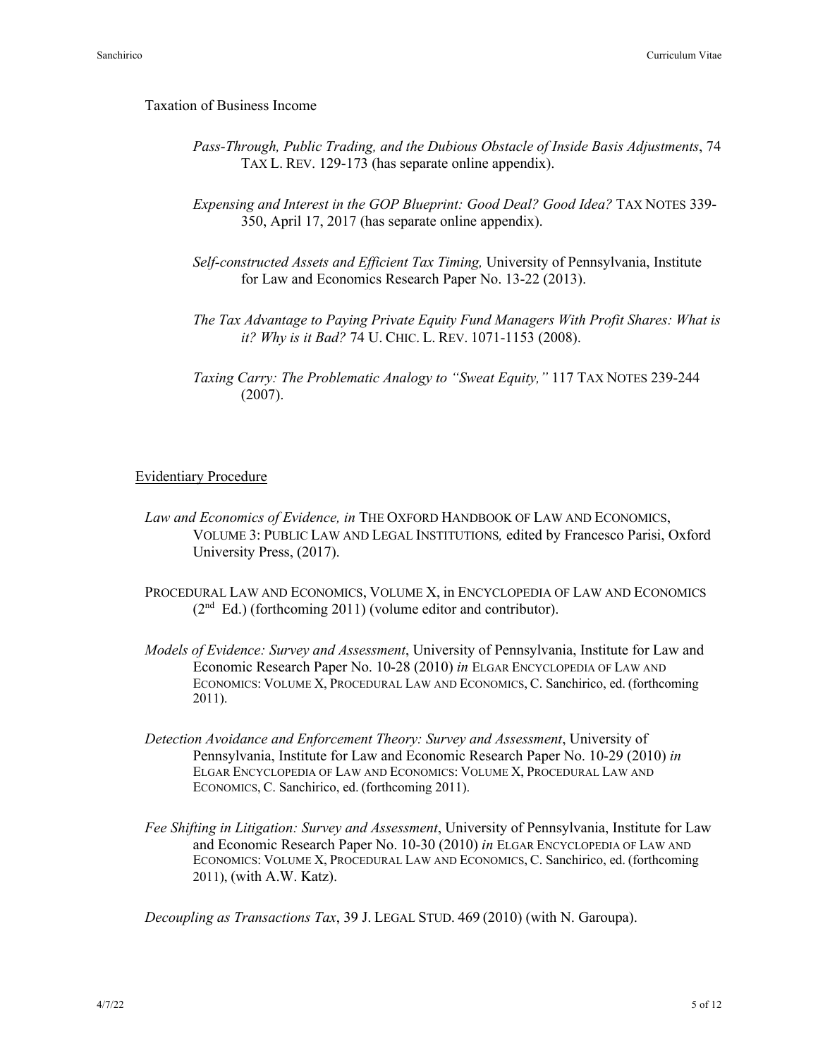Taxation of Business Income

*Pass-Through, Public Trading, and the Dubious Obstacle of Inside Basis Adjustments*, 74 TAX L. REV. 129-173 (has separate online appendix).

*Expensing and Interest in the GOP Blueprint: Good Deal? Good Idea?* TAX NOTES 339-350, April 17, 2017 (has separate online appendix).

*Self-constructed Assets and Efficient Tax Timing,* University of Pennsylvania, Institute for Law and Economics Research Paper No. 13-22 (2013).

*The Tax Advantage to Paying Private Equity Fund Managers With Profit Shares: What is it? Why is it Bad?* 74 U. CHIC. L. REV. 1071-1153 (2008).

*Taxing Carry: The Problematic Analogy to "Sweat Equity,"* 117 TAX NOTES 239-244 (2007).

Evidentiary Procedure

*Law and Economics of Evidence, in* THE OXFORD HANDBOOK OF LAW AND ECONOMICS, VOLUME 3: PUBLIC LAW AND LEGAL INSTITUTIONS*,* edited by Francesco Parisi, Oxford University Press, (2017).

PROCEDURAL LAW AND ECONOMICS, VOLUME X, in ENCYCLOPEDIA OF LAW AND ECONOMICS (2nd Ed.) (forthcoming 2011) (volume editor and contributor).

*Models of Evidence: Survey and Assessment*, University of Pennsylvania, Institute for Law and Economic Research Paper No. 10-28 (2010) *in* ELGAR ENCYCLOPEDIA OF LAW AND ECONOMICS: VOLUME X, PROCEDURAL LAW AND ECONOMICS, C. Sanchirico, ed. (forthcoming 2011).

*Detection Avoidance and Enforcement Theory: Survey and Assessment*, University of Pennsylvania, Institute for Law and Economic Research Paper No. 10-29 (2010) *in* ELGAR ENCYCLOPEDIA OF LAW AND ECONOMICS: VOLUME X, PROCEDURAL LAW AND ECONOMICS, C. Sanchirico, ed. (forthcoming 2011).

*Fee Shifting in Litigation: Survey and Assessment*, University of Pennsylvania, Institute for Law and Economic Research Paper No. 10-30 (2010) *in* ELGAR ENCYCLOPEDIA OF LAW AND ECONOMICS: VOLUME X, PROCEDURAL LAW AND ECONOMICS, C. Sanchirico, ed. (forthcoming 2011), (with A.W. Katz).

*Decoupling as Transactions Tax*, 39 J. LEGAL STUD. 469 (2010) (with N. Garoupa).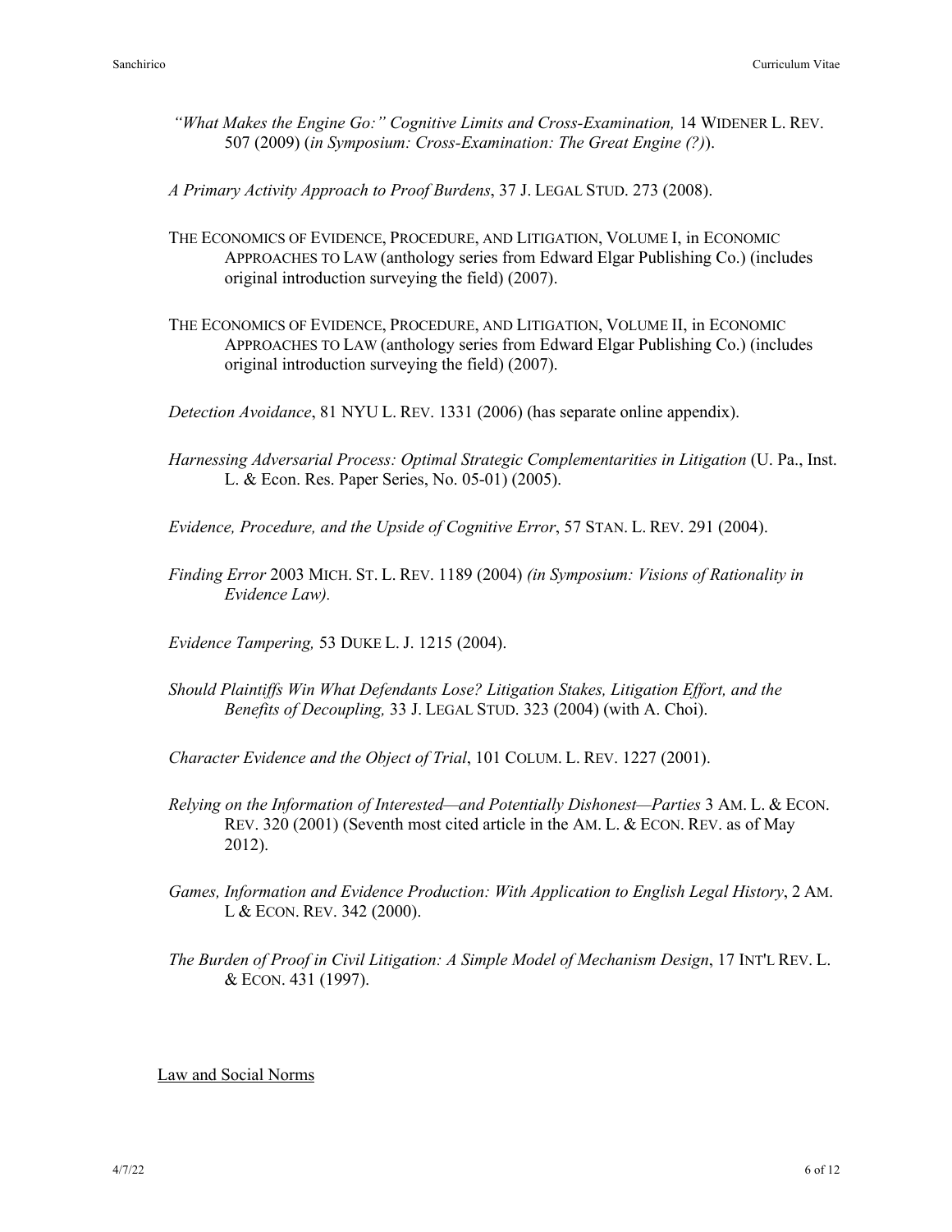*"What Makes the Engine Go:" Cognitive Limits and Cross-Examination,* 14 WIDENER L. REV. 507 (2009) (*in Symposium: Cross-Examination: The Great Engine (?)*).

*A Primary Activity Approach to Proof Burdens*, 37 J. LEGAL STUD. 273 (2008).

THE ECONOMICS OF EVIDENCE, PROCEDURE, AND LITIGATION, VOLUME I, in ECONOMIC APPROACHES TO LAW (anthology series from Edward Elgar Publishing Co.) (includes original introduction surveying the field) (2007).

THE ECONOMICS OF EVIDENCE, PROCEDURE, AND LITIGATION, VOLUME II, in ECONOMIC APPROACHES TO LAW (anthology series from Edward Elgar Publishing Co.) (includes original introduction surveying the field) (2007).

*Detection Avoidance*, 81 NYU L. REV. 1331 (2006) (has separate online appendix).

*Harnessing Adversarial Process: Optimal Strategic Complementarities in Litigation* (U. Pa., Inst. L. & Econ. Res. Paper Series, No. 05-01) (2005).

*Evidence, Procedure, and the Upside of Cognitive Error*, 57 STAN. L. REV. 291 (2004).

*Finding Error* 2003 MICH. ST. L. REV. 1189 (2004) *(in Symposium: Visions of Rationality in Evidence Law).*

*Evidence Tampering,* 53 DUKE L. J. 1215 (2004).

*Should Plaintiffs Win What Defendants Lose? Litigation Stakes, Litigation Effort, and the Benefits of Decoupling,* 33 J. LEGAL STUD. 323 (2004) (with A. Choi).

*Character Evidence and the Object of Trial*, 101 COLUM. L. REV. 1227 (2001).

*Relying on the Information of Interested—and Potentially Dishonest—Parties* 3 AM. L. & ECON. REV. 320 (2001) (Seventh most cited article in the AM. L. & ECON. REV. as of May 2012).

*Games, Information and Evidence Production: With Application to English Legal History*, 2 AM. L & ECON. REV. 342 (2000).

*The Burden of Proof in Civil Litigation: A Simple Model of Mechanism Design*, 17 INT'L REV. L. & ECON. 431 (1997).

Law and Social Norms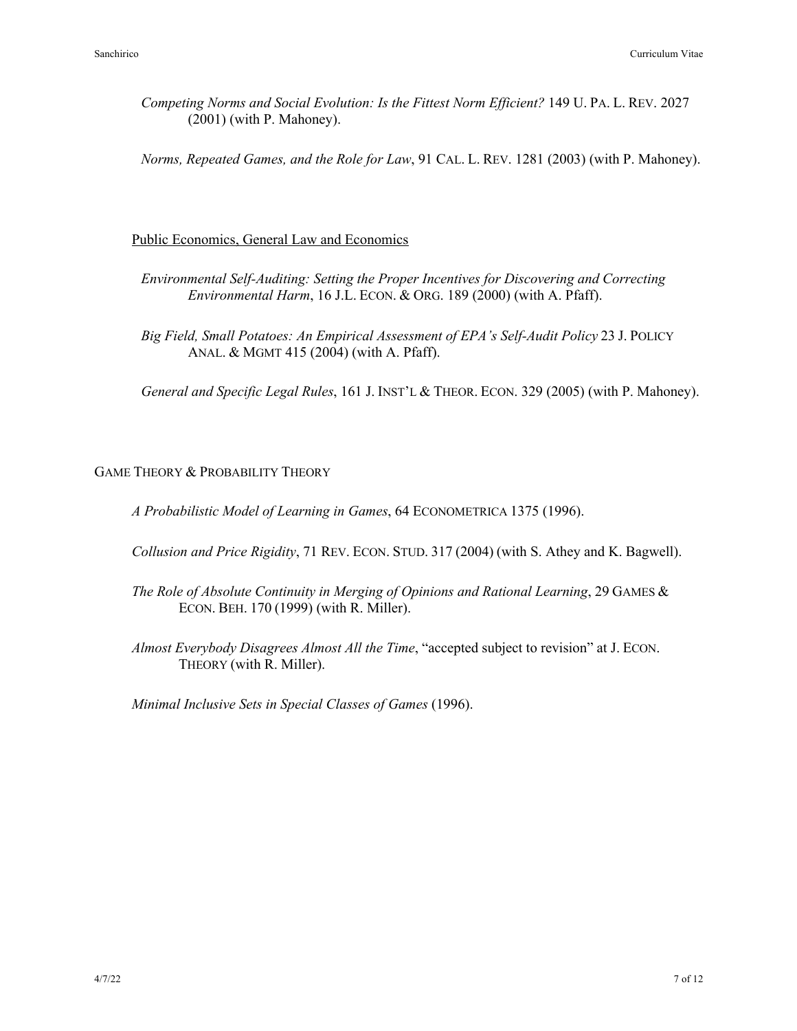*Competing Norms and Social Evolution: Is the Fittest Norm Efficient?* 149 U. PA. L. REV. 2027 (2001) (with P. Mahoney).

*Norms, Repeated Games, and the Role for Law*, 91 CAL. L. REV. 1281 (2003) (with P. Mahoney).

Public Economics, General Law and Economics

*Environmental Self-Auditing: Setting the Proper Incentives for Discovering and Correcting Environmental Harm*, 16 J.L. ECON. & ORG. 189 (2000) (with A. Pfaff).

*Big Field, Small Potatoes: An Empirical Assessment of EPA's Self-Audit Policy* 23 J. POLICY ANAL. & MGMT 415 (2004) (with A. Pfaff).

*General and Specific Legal Rules*, 161 J. INST'L & THEOR. ECON. 329 (2005) (with P. Mahoney).

GAME THEORY & PROBABILITY THEORY

*A Probabilistic Model of Learning in Games*, 64 ECONOMETRICA 1375 (1996).

*Collusion and Price Rigidity*, 71 REV. ECON. STUD. 317 (2004) (with S. Athey and K. Bagwell).

*The Role of Absolute Continuity in Merging of Opinions and Rational Learning*, 29 GAMES & ECON. BEH. 170 (1999) (with R. Miller).

*Almost Everybody Disagrees Almost All the Time*, "accepted subject to revision" at J. ECON. THEORY (with R. Miller).

*Minimal Inclusive Sets in Special Classes of Games* (1996).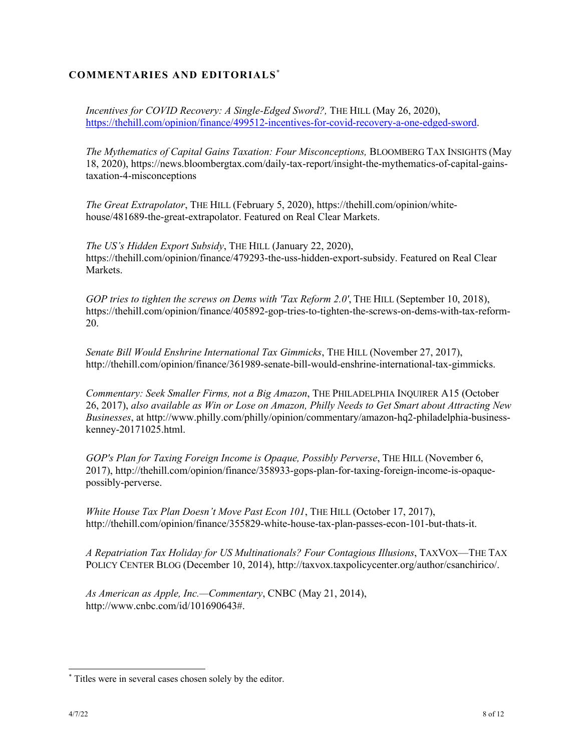## COMMENTARIES AND EDITORIALS[*]

*Incentives for COVID Recovery: A Single-Edged Sword?,* THE HILL (May 26, 2020), https://thehill.com/opinion/finance/499512-incentives-for-covid-recovery-a-one-edged-sword.

*The Mythematics of Capital Gains Taxation: Four Misconceptions,* BLOOMBERG TAX INSIGHTS (May 18, 2020), https://news.bloombergtax.com/daily-tax-report/insight-the-mythematics-of-capital-gains-taxation-4-misconceptions

*The Great Extrapolator*, THE HILL (February 5, 2020), https://thehill.com/opinion/white-house/481689-the-great-extrapolator. Featured on Real Clear Markets.

*The US's Hidden Export Subsidy*, THE HILL (January 22, 2020), https://thehill.com/opinion/finance/479293-the-uss-hidden-export-subsidy. Featured on Real Clear Markets.

*GOP tries to tighten the screws on Dems with 'Tax Reform 2.0'*, THE HILL (September 10, 2018), https://thehill.com/opinion/finance/405892-gop-tries-to-tighten-the-screws-on-dems-with-tax-reform-20.

*Senate Bill Would Enshrine International Tax Gimmicks*, THE HILL (November 27, 2017), http://thehill.com/opinion/finance/361989-senate-bill-would-enshrine-international-tax-gimmicks.

*Commentary: Seek Smaller Firms, not a Big Amazon*, THE PHILADELPHIA INQUIRER A15 (October 26, 2017), *also available as Win or Lose on Amazon, Philly Needs to Get Smart about Attracting New Businesses*, at http://www.philly.com/philly/opinion/commentary/amazon-hq2-philadelphia-business-kenney-20171025.html.

*GOP's Plan for Taxing Foreign Income is Opaque, Possibly Perverse*, THE HILL (November 6, 2017), http://thehill.com/opinion/finance/358933-gops-plan-for-taxing-foreign-income-is-opaque-possibly-perverse.

*White House Tax Plan Doesn't Move Past Econ 101*, THE HILL (October 17, 2017), http://thehill.com/opinion/finance/355829-white-house-tax-plan-passes-econ-101-but-thats-it.

*A Repatriation Tax Holiday for US Multinationals? Four Contagious Illusions*, TAXVOX—THE TAX POLICY CENTER BLOG (December 10, 2014), http://taxvox.taxpolicycenter.org/author/csanchirico/.

*As American as Apple, Inc.—Commentary*, CNBC (May 21, 2014), http://www.cnbc.com/id/101690643#.

---

[*] Titles were in several cases chosen solely by the editor.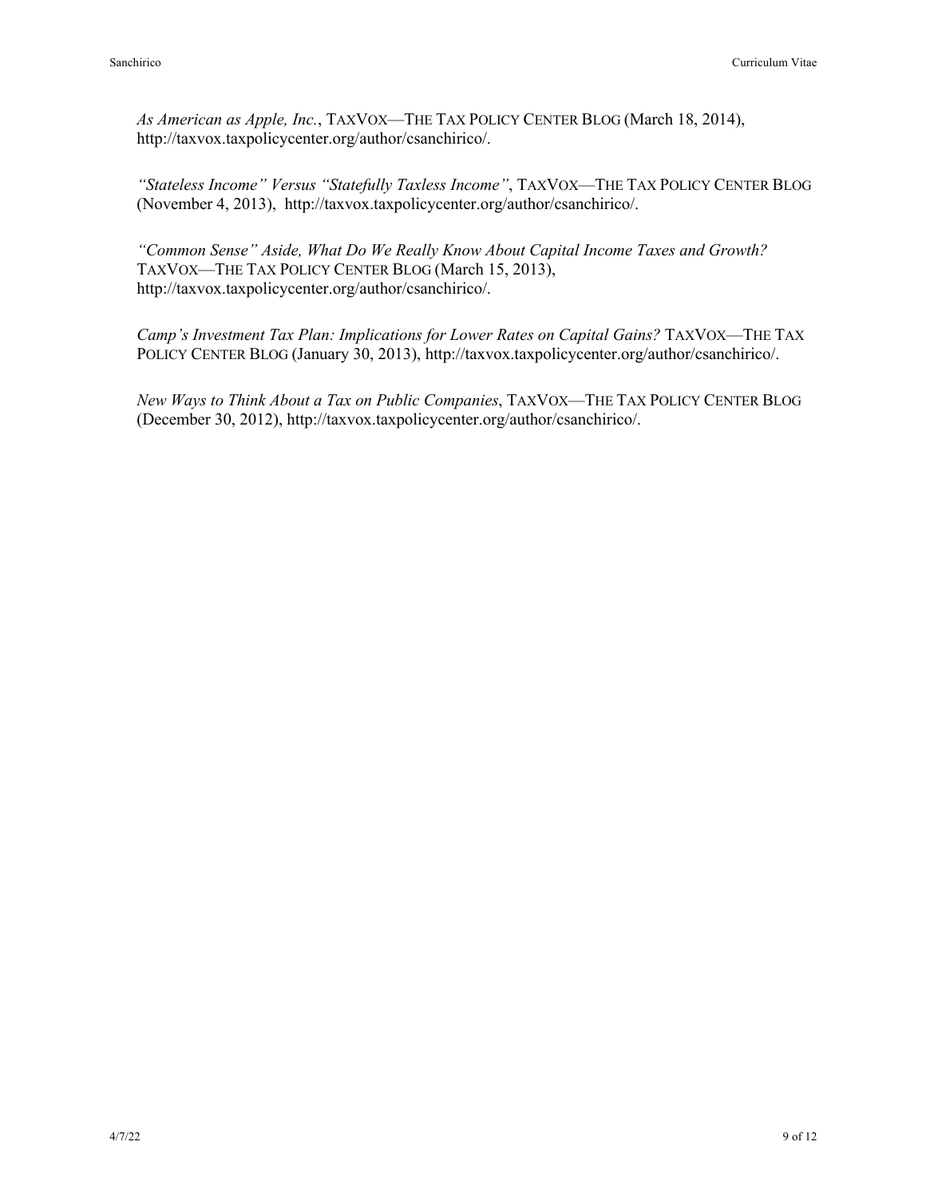*As American as Apple, Inc.*, TAXVOX—THE TAX POLICY CENTER BLOG (March 18, 2014), http://taxvox.taxpolicycenter.org/author/csanchirico/.

*"Stateless Income" Versus "Statefully Taxless Income"*, TAXVOX—THE TAX POLICY CENTER BLOG (November 4, 2013), http://taxvox.taxpolicycenter.org/author/csanchirico/.

*"Common Sense" Aside, What Do We Really Know About Capital Income Taxes and Growth?* TAXVOX—THE TAX POLICY CENTER BLOG (March 15, 2013), http://taxvox.taxpolicycenter.org/author/csanchirico/.

*Camp's Investment Tax Plan: Implications for Lower Rates on Capital Gains?* TAXVOX—THE TAX POLICY CENTER BLOG (January 30, 2013), http://taxvox.taxpolicycenter.org/author/csanchirico/.

*New Ways to Think About a Tax on Public Companies*, TAXVOX—THE TAX POLICY CENTER BLOG (December 30, 2012), http://taxvox.taxpolicycenter.org/author/csanchirico/.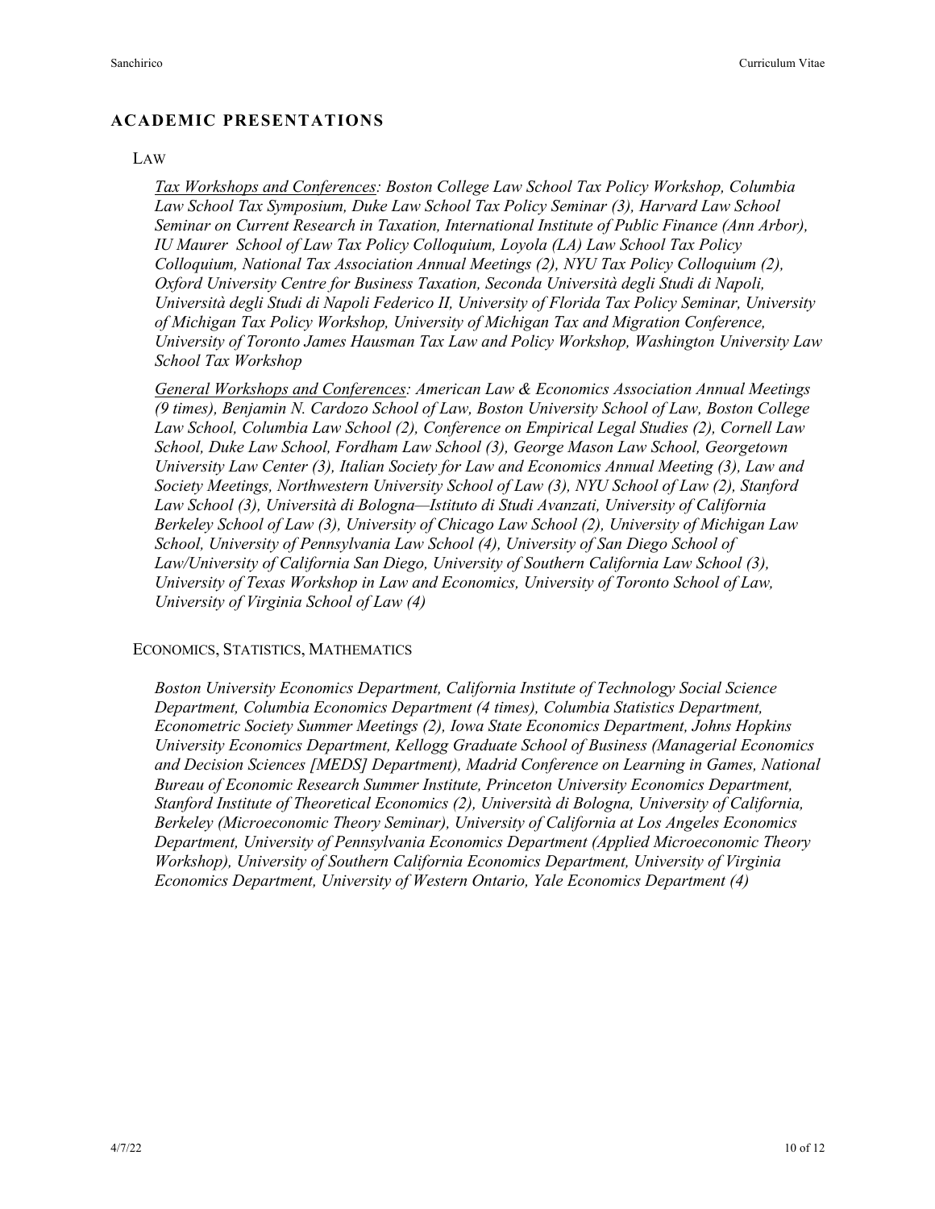## ACADEMIC PRESENTATIONS

### LAW

*<u>Tax Workshops and Conferences</u>: Boston College Law School Tax Policy Workshop, Columbia Law School Tax Symposium, Duke Law School Tax Policy Seminar (3), Harvard Law School Seminar on Current Research in Taxation, International Institute of Public Finance (Ann Arbor), IU Maurer School of Law Tax Policy Colloquium, Loyola (LA) Law School Tax Policy Colloquium, National Tax Association Annual Meetings (2), NYU Tax Policy Colloquium (2), Oxford University Centre for Business Taxation, Seconda Università degli Studi di Napoli, Università degli Studi di Napoli Federico II, University of Florida Tax Policy Seminar, University of Michigan Tax Policy Workshop, University of Michigan Tax and Migration Conference, University of Toronto James Hausman Tax Law and Policy Workshop, Washington University Law School Tax Workshop*

*<u>General Workshops and Conferences</u>: American Law & Economics Association Annual Meetings (9 times), Benjamin N. Cardozo School of Law, Boston University School of Law, Boston College Law School, Columbia Law School (2), Conference on Empirical Legal Studies (2), Cornell Law School, Duke Law School, Fordham Law School (3), George Mason Law School, Georgetown University Law Center (3), Italian Society for Law and Economics Annual Meeting (3), Law and Society Meetings, Northwestern University School of Law (3), NYU School of Law (2), Stanford Law School (3), Università di Bologna—Istituto di Studi Avanzati, University of California Berkeley School of Law (3), University of Chicago Law School (2), University of Michigan Law School, University of Pennsylvania Law School (4), University of San Diego School of Law/University of California San Diego, University of Southern California Law School (3), University of Texas Workshop in Law and Economics, University of Toronto School of Law, University of Virginia School of Law (4)*

### ECONOMICS, STATISTICS, MATHEMATICS

*Boston University Economics Department, California Institute of Technology Social Science Department, Columbia Economics Department (4 times), Columbia Statistics Department, Econometric Society Summer Meetings (2), Iowa State Economics Department, Johns Hopkins University Economics Department, Kellogg Graduate School of Business (Managerial Economics and Decision Sciences [MEDS] Department), Madrid Conference on Learning in Games, National Bureau of Economic Research Summer Institute, Princeton University Economics Department, Stanford Institute of Theoretical Economics (2), Università di Bologna, University of California, Berkeley (Microeconomic Theory Seminar), University of California at Los Angeles Economics Department, University of Pennsylvania Economics Department (Applied Microeconomic Theory Workshop), University of Southern California Economics Department, University of Virginia Economics Department, University of Western Ontario, Yale Economics Department (4)*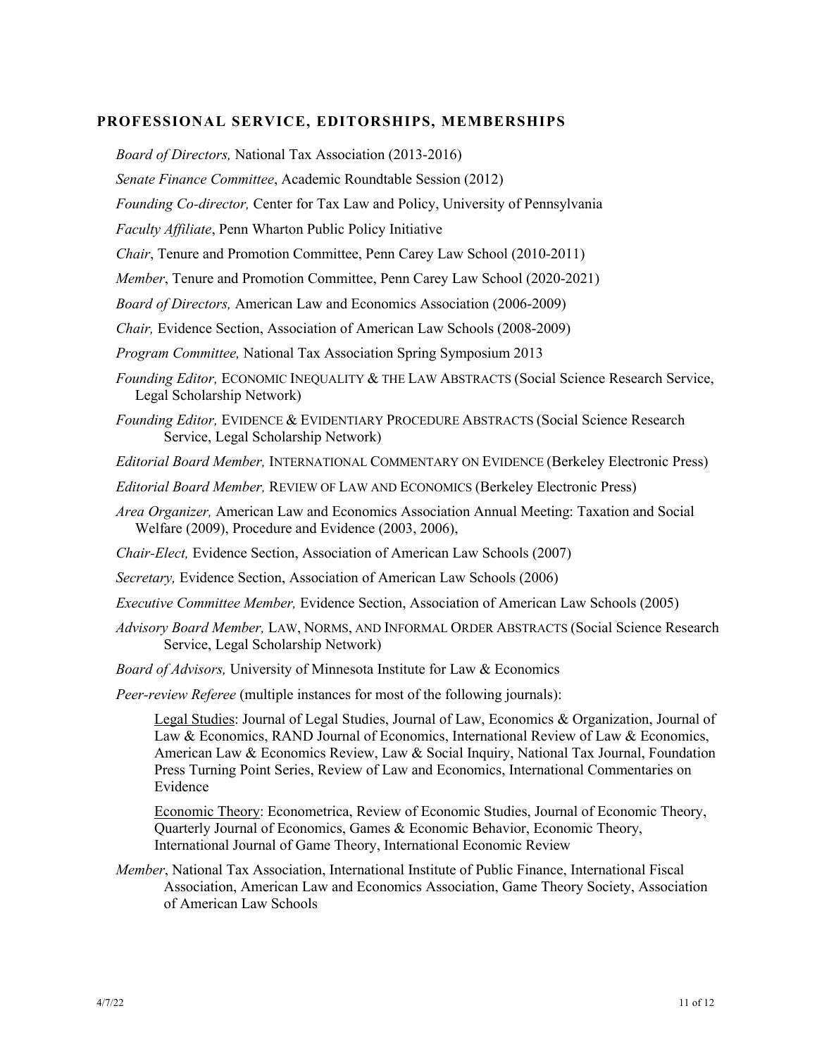## PROFESSIONAL SERVICE, EDITORSHIPS, MEMBERSHIPS

*Board of Directors,* National Tax Association (2013-2016)

*Senate Finance Committee*, Academic Roundtable Session (2012)

*Founding Co-director,* Center for Tax Law and Policy, University of Pennsylvania

*Faculty Affiliate*, Penn Wharton Public Policy Initiative

*Chair*, Tenure and Promotion Committee, Penn Carey Law School (2010-2011)

*Member*, Tenure and Promotion Committee, Penn Carey Law School (2020-2021)

*Board of Directors,* American Law and Economics Association (2006-2009)

*Chair,* Evidence Section, Association of American Law Schools (2008-2009)

*Program Committee,* National Tax Association Spring Symposium 2013

*Founding Editor,* ECONOMIC INEQUALITY & THE LAW ABSTRACTS (Social Science Research Service, Legal Scholarship Network)

*Founding Editor,* EVIDENCE & EVIDENTIARY PROCEDURE ABSTRACTS (Social Science Research Service, Legal Scholarship Network)

*Editorial Board Member,* INTERNATIONAL COMMENTARY ON EVIDENCE (Berkeley Electronic Press)

*Editorial Board Member,* REVIEW OF LAW AND ECONOMICS (Berkeley Electronic Press)

*Area Organizer,* American Law and Economics Association Annual Meeting: Taxation and Social Welfare (2009), Procedure and Evidence (2003, 2006),

*Chair-Elect,* Evidence Section, Association of American Law Schools (2007)

*Secretary,* Evidence Section, Association of American Law Schools (2006)

*Executive Committee Member,* Evidence Section, Association of American Law Schools (2005)

*Advisory Board Member,* LAW, NORMS, AND INFORMAL ORDER ABSTRACTS (Social Science Research Service, Legal Scholarship Network)

*Board of Advisors,* University of Minnesota Institute for Law & Economics

*Peer-review Referee* (multiple instances for most of the following journals):

Legal Studies: Journal of Legal Studies, Journal of Law, Economics & Organization, Journal of Law & Economics, RAND Journal of Economics, International Review of Law & Economics, American Law & Economics Review, Law & Social Inquiry, National Tax Journal, Foundation Press Turning Point Series, Review of Law and Economics, International Commentaries on Evidence

Economic Theory: Econometrica, Review of Economic Studies, Journal of Economic Theory, Quarterly Journal of Economics, Games & Economic Behavior, Economic Theory, International Journal of Game Theory, International Economic Review

*Member*, National Tax Association, International Institute of Public Finance, International Fiscal Association, American Law and Economics Association, Game Theory Society, Association of American Law Schools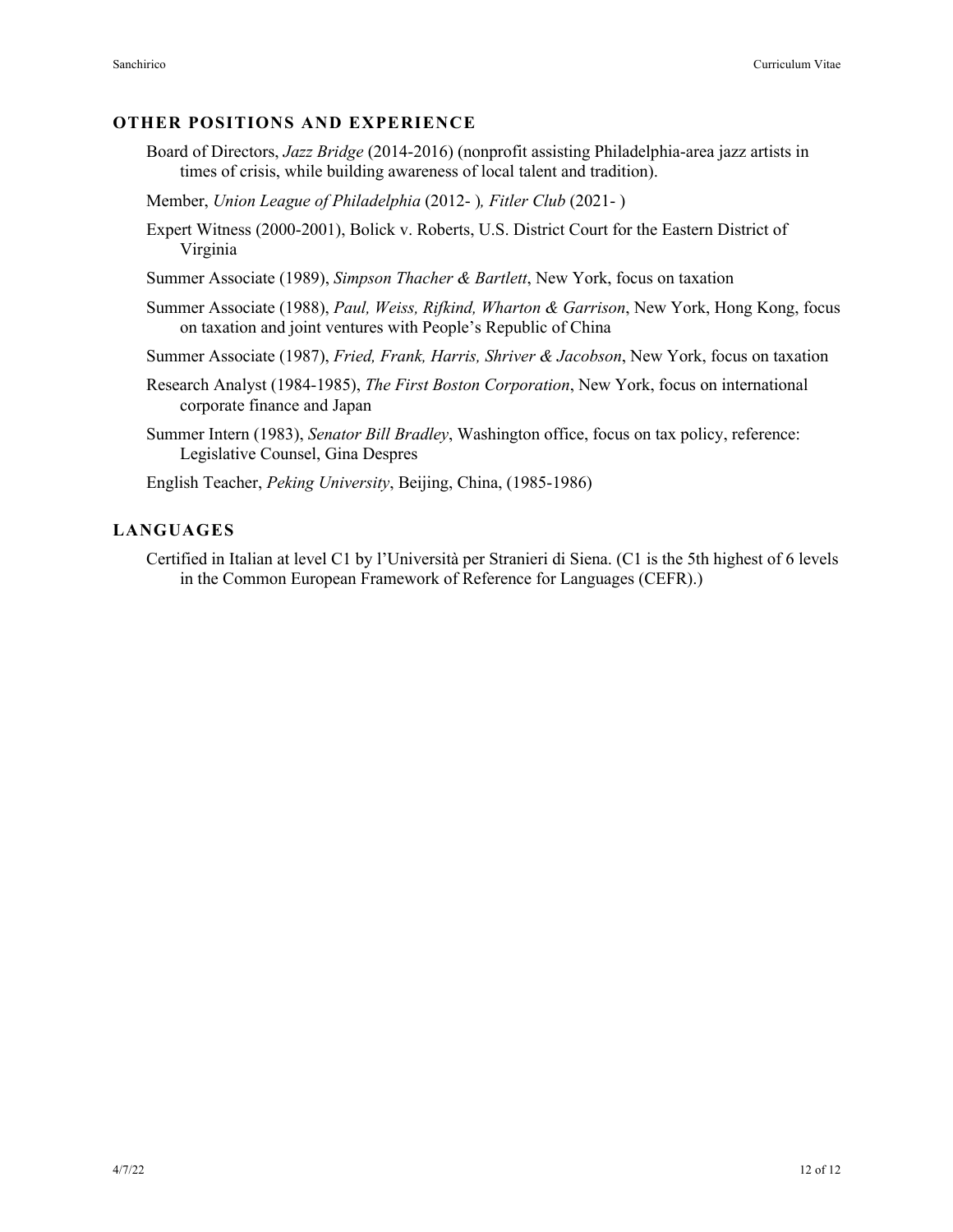## OTHER POSITIONS AND EXPERIENCE

Board of Directors, *Jazz Bridge* (2014-2016) (nonprofit assisting Philadelphia-area jazz artists in times of crisis, while building awareness of local talent and tradition).

Member, *Union League of Philadelphia* (2012- ), *Fitler Club* (2021- )

Expert Witness (2000-2001), Bolick v. Roberts, U.S. District Court for the Eastern District of Virginia

Summer Associate (1989), *Simpson Thacher & Bartlett*, New York, focus on taxation

Summer Associate (1988), *Paul, Weiss, Rifkind, Wharton & Garrison*, New York, Hong Kong, focus on taxation and joint ventures with People's Republic of China

Summer Associate (1987), *Fried, Frank, Harris, Shriver & Jacobson*, New York, focus on taxation

Research Analyst (1984-1985), *The First Boston Corporation*, New York, focus on international corporate finance and Japan

Summer Intern (1983), *Senator Bill Bradley*, Washington office, focus on tax policy, reference: Legislative Counsel, Gina Despres

English Teacher, *Peking University*, Beijing, China, (1985-1986)

## LANGUAGES

Certified in Italian at level C1 by l'Università per Stranieri di Siena. (C1 is the 5th highest of 6 levels in the Common European Framework of Reference for Languages (CEFR).)